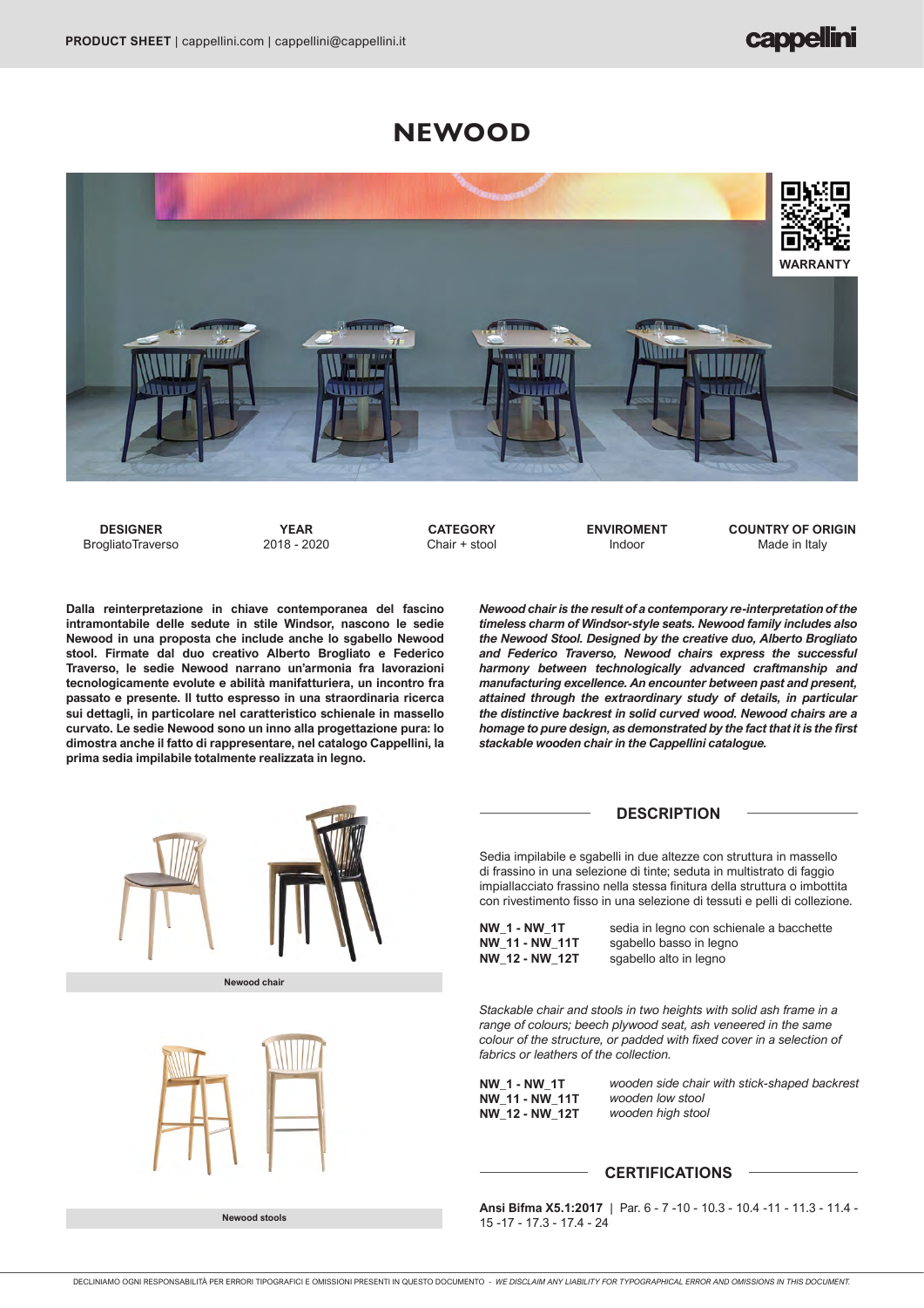# NEWOOD

WARRANTY

| DESIGNER | YEAR | CATEGORY | ENVIROMENT | COUNTRY OF ORIGIN |
|---|---|---|---|---|
| BrogliatoTraverso | 2018 - 2020 | Chair + stool | Indoor | Made in Italy |

**Dalla reinterpretazione in chiave contemporanea del fascino intramontabile delle sedute in stile Windsor, nascono le sedie Newood in una proposta che include anche lo sgabello Newood stool. Firmate dal duo creativo Alberto Brogliato e Federico Traverso, le sedie Newood narrano un'armonia fra lavorazioni tecnologicamente evolute e abilità manifatturiera, un incontro fra passato e presente. Il tutto espresso in una straordinaria ricerca sui dettagli, in particolare nel caratteristico schienale in massello curvato. Le sedie Newood sono un inno alla progettazione pura: lo dimostra anche il fatto di rappresentare, nel catalogo Cappellini, la prima sedia impilabile totalmente realizzata in legno.**

***Newood chair is the result of a contemporary re-interpretation of the timeless charm of Windsor-style seats. Newood family includes also the Newood Stool. Designed by the creative duo, Alberto Brogliato and Federico Traverso, Newood chairs express the successful harmony between technologically advanced craftmanship and manufacturing excellence. An encounter between past and present, attained through the extraordinary study of details, in particular the distinctive backrest in solid curved wood. Newood chairs are a homage to pure design, as demonstrated by the fact that it is the first stackable wooden chair in the Cappellini catalogue.***

Newood chair

Newood stools

## DESCRIPTION

Sedia impilabile e sgabelli in due altezze con struttura in massello di frassino in una selezione di tinte; seduta in multistrato di faggio impiallacciato frassino nella stessa finitura della struttura o imbottita con rivestimento fisso in una selezione di tessuti e pelli di collezione.

| | |
|---|---|
| **NW_1 - NW_1T** | sedia in legno con schienale a bacchette |
| **NW_11 - NW_11T** | sgabello basso in legno |
| **NW_12 - NW_12T** | sgabello alto in legno |

*Stackable chair and stools in two heights with solid ash frame in a range of colours; beech plywood seat, ash veneered in the same colour of the structure, or padded with fixed cover in a selection of fabrics or leathers of the collection.*

| | |
|---|---|
| **NW_1 - NW_1T** | *wooden side chair with stick-shaped backrest* |
| **NW_11 - NW_11T** | *wooden low stool* |
| **NW_12 - NW_12T** | *wooden high stool* |

## CERTIFICATIONS

**Ansi Bifma X5.1:2017** | Par. 6 - 7 -10 - 10.3 - 10.4 -11 - 11.3 - 11.4 - 15 -17 - 17.3 - 17.4 - 24

DECLINIAMO OGNI RESPONSABILITÀ PER ERRORI TIPOGRAFICI E OMISSIONI PRESENTI IN QUESTO DOCUMENTO - *WE DISCLAIM ANY LIABILITY FOR TYPOGRAPHICAL ERROR AND OMISSIONS IN THIS DOCUMENT.*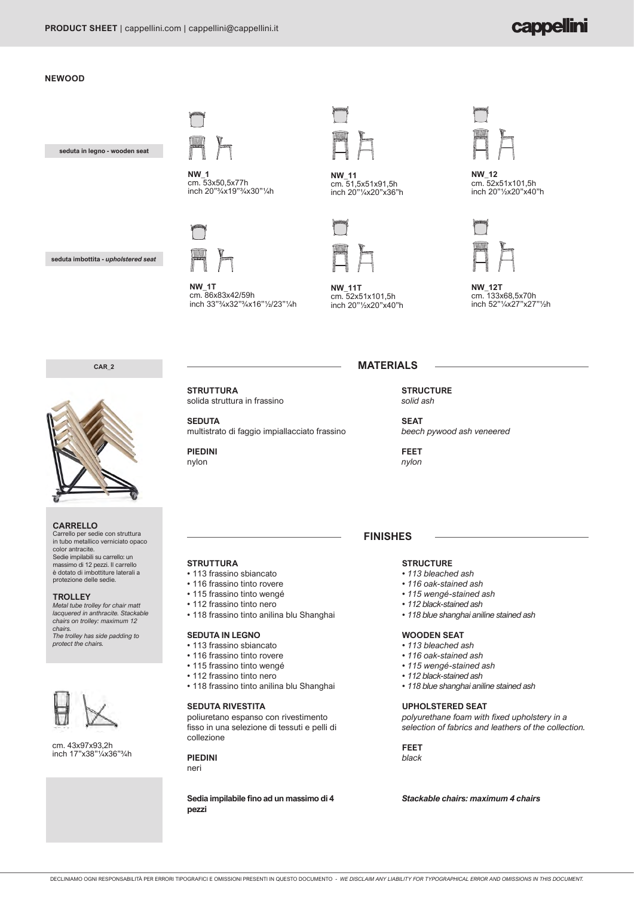## NEWOOD

**seduta in legno - wooden seat**

**NW_1**
cm. 53x50,5x77h
inch 20"¾x19"¾x30"¼h

**NW_11**
cm. 51,5x51x91,5h
inch 20"¼x20"x36"h

**NW_12**
cm. 52x51x101,5h
inch 20"½x20"x40"h

**seduta imbottita - *upholstered seat***

**NW_1T**
cm. 86x83x42/59h
inch 33"¾x32"¾x16"½/23"¼h

**NW_11T**
cm. 52x51x101,5h
inch 20"½x20"x40"h

**NW_12T**
cm. 133x68,5x70h
inch 52"¼x27"x27"½h

**CAR_2**

**CARRELLO**
Carrello per sedie con struttura in tubo metallico verniciato opaco color antracite.
Sedie impilabili su carrello: un massimo di 12 pezzi. Il carrello è dotato di imbottiture laterali a protezione delle sedie.

**TROLLEY**
*Metal tube trolley for chair matt lacquered in anthracite. Stackable chairs on trolley: maximum 12 chairs.*
*The trolley has side padding to protect the chairs.*

cm. 43x97x93,2h
inch 17"x38"¼x36"¾h

## MATERIALS

**STRUTTURA**
solida struttura in frassino

**SEDUTA**
multistrato di faggio impiallacciato frassino

**PIEDINI**
nylon

**STRUCTURE**
*solid ash*

**SEAT**
*beech pywood ash veneered*

**FEET**
*nylon*

## FINISHES

**STRUTTURA**
- 113 frassino sbiancato
- 116 frassino tinto rovere
- 115 frassino tinto wengé
- 112 frassino tinto nero
- 118 frassino tinto anilina blu Shanghai

**SEDUTA IN LEGNO**
- 113 frassino sbiancato
- 116 frassino tinto rovere
- 115 frassino tinto wengé
- 112 frassino tinto nero
- 118 frassino tinto anilina blu Shanghai

**SEDUTA RIVESTITA**
poliuretano espanso con rivestimento fisso in una selezione di tessuti e pelli di collezione

**PIEDINI**
neri

**Sedia impilabile fino ad un massimo di 4 pezzi**

**STRUCTURE**
- *113 bleached ash*
- *116 oak-stained ash*
- *115 wengé-stained ash*
- *112 black-stained ash*
- *118 blue shanghai aniline stained ash*

**WOODEN SEAT**
- *113 bleached ash*
- *116 oak-stained ash*
- *115 wengé-stained ash*
- *112 black-stained ash*
- *118 blue shanghai aniline stained ash*

**UPHOLSTERED SEAT**
*polyurethane foam with fixed upholstery in a selection of fabrics and leathers of the collection.*

**FEET**
*black*

***Stackable chairs: maximum 4 chairs***

DECLINIAMO OGNI RESPONSABILITÀ PER ERRORI TIPOGRAFICI E OMISSIONI PRESENTI IN QUESTO DOCUMENTO - *WE DISCLAIM ANY LIABILITY FOR TYPOGRAPHICAL ERROR AND OMISSIONS IN THIS DOCUMENT.*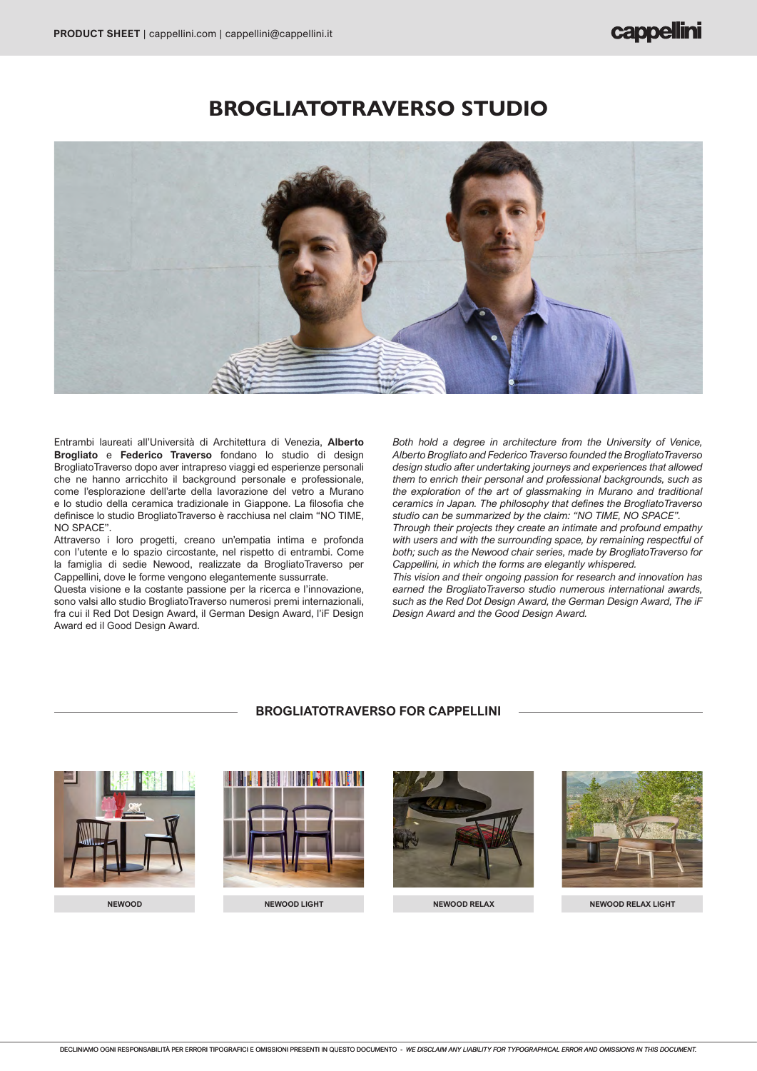# BROGLIATOTRAVERSO STUDIO

Entrambi laureati all'Università di Architettura di Venezia, **Alberto Brogliato** e **Federico Traverso** fondano lo studio di design BrogliatoTraverso dopo aver intrapreso viaggi ed esperienze personali che ne hanno arricchito il background personale e professionale, come l'esplorazione dell'arte della lavorazione del vetro a Murano e lo studio della ceramica tradizionale in Giappone. La filosofia che definisce lo studio BrogliatoTraverso è racchiusa nel claim "NO TIME, NO SPACE".
Attraverso i loro progetti, creano un'empatia intima e profonda con l'utente e lo spazio circostante, nel rispetto di entrambi. Come la famiglia di sedie Newood, realizzate da BrogliatoTraverso per Cappellini, dove le forme vengono elegantemente sussurrate.
Questa visione e la costante passione per la ricerca e l'innovazione, sono valsi allo studio BrogliatoTraverso numerosi premi internazionali, fra cui il Red Dot Design Award, il German Design Award, l'iF Design Award ed il Good Design Award.

*Both hold a degree in architecture from the University of Venice, Alberto Brogliato and Federico Traverso founded the BrogliatoTraverso design studio after undertaking journeys and experiences that allowed them to enrich their personal and professional backgrounds, such as the exploration of the art of glassmaking in Murano and traditional ceramics in Japan. The philosophy that defines the BrogliatoTraverso studio can be summarized by the claim: "NO TIME, NO SPACE".*
*Through their projects they create an intimate and profound empathy with users and with the surrounding space, by remaining respectful of both; such as the Newood chair series, made by BrogliatoTraverso for Cappellini, in which the forms are elegantly whispered.*
*This vision and their ongoing passion for research and innovation has earned the BrogliatoTraverso studio numerous international awards, such as the Red Dot Design Award, the German Design Award, The iF Design Award and the Good Design Award.*

## BROGLIATOTRAVERSO FOR CAPPELLINI

NEWOOD

NEWOOD LIGHT

NEWOOD RELAX

NEWOOD RELAX LIGHT

DECLINIAMO OGNI RESPONSABILITÀ PER ERRORI TIPOGRAFICI E OMISSIONI PRESENTI IN QUESTO DOCUMENTO - *WE DISCLAIM ANY LIABILITY FOR TYPOGRAPHICAL ERROR AND OMISSIONS IN THIS DOCUMENT.*